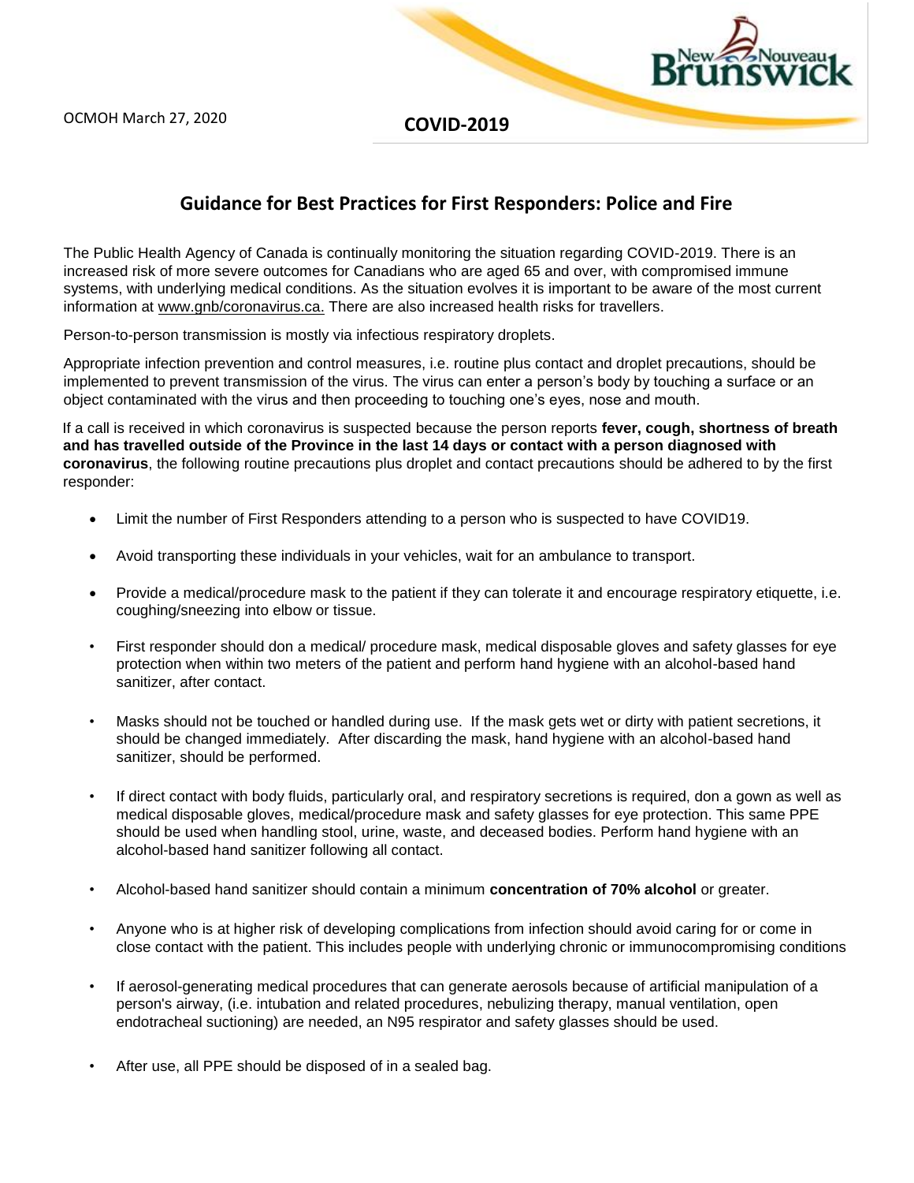OCMOH March 27, 2020

**COVID-2019**

## Guidance for Best Practices for First Responders: Police and Fire

The Public Health Agency of Canada is continually monitoring the situation regarding COVID-2019. There is an increased risk of more severe outcomes for Canadians who are aged 65 and over, with compromised immune systems, with underlying medical conditions. As the situation evolves it is important to be aware of the most current information at www.gnb/coronavirus.ca. There are also increased health risks for travellers.

Person-to-person transmission is mostly via infectious respiratory droplets.

Appropriate infection prevention and control measures, i.e. routine plus contact and droplet precautions, should be implemented to prevent transmission of the virus. The virus can enter a person's body by touching a surface or an object contaminated with the virus and then proceeding to touching one's eyes, nose and mouth.

If a call is received in which coronavirus is suspected because the person reports **fever, cough, shortness of breath and has travelled outside of the Province in the last 14 days or contact with a person diagnosed with coronavirus**, the following routine precautions plus droplet and contact precautions should be adhered to by the first responder:

- Limit the number of First Responders attending to a person who is suspected to have COVID19.
- Avoid transporting these individuals in your vehicles, wait for an ambulance to transport.
- Provide a medical/procedure mask to the patient if they can tolerate it and encourage respiratory etiquette, i.e. coughing/sneezing into elbow or tissue.
- First responder should don a medical/ procedure mask, medical disposable gloves and safety glasses for eye protection when within two meters of the patient and perform hand hygiene with an alcohol-based hand sanitizer, after contact.
- Masks should not be touched or handled during use. If the mask gets wet or dirty with patient secretions, it should be changed immediately. After discarding the mask, hand hygiene with an alcohol-based hand sanitizer, should be performed.
- If direct contact with body fluids, particularly oral, and respiratory secretions is required, don a gown as well as medical disposable gloves, medical/procedure mask and safety glasses for eye protection. This same PPE should be used when handling stool, urine, waste, and deceased bodies. Perform hand hygiene with an alcohol-based hand sanitizer following all contact.
- Alcohol-based hand sanitizer should contain a minimum **concentration of 70% alcohol** or greater.
- Anyone who is at higher risk of developing complications from infection should avoid caring for or come in close contact with the patient. This includes people with underlying chronic or immunocompromising conditions
- If aerosol-generating medical procedures that can generate aerosols because of artificial manipulation of a person's airway, (i.e. intubation and related procedures, nebulizing therapy, manual ventilation, open endotracheal suctioning) are needed, an N95 respirator and safety glasses should be used.
- After use, all PPE should be disposed of in a sealed bag.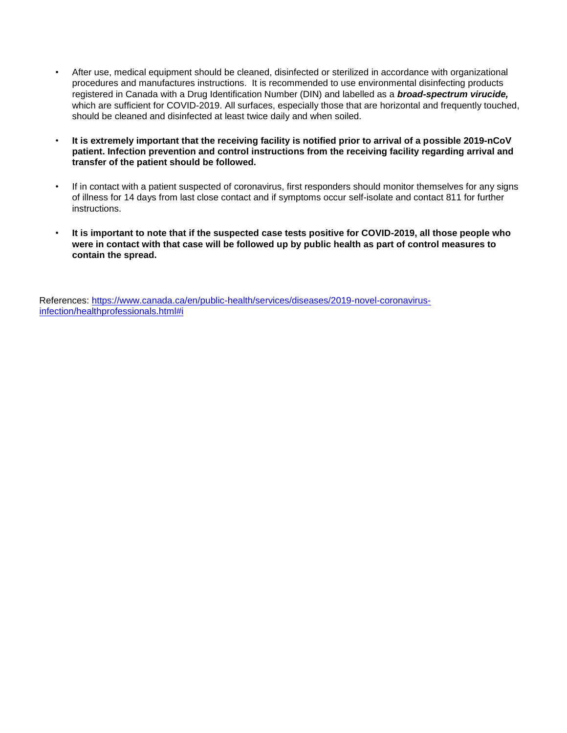- After use, medical equipment should be cleaned, disinfected or sterilized in accordance with organizational procedures and manufactures instructions. It is recommended to use environmental disinfecting products registered in Canada with a Drug Identification Number (DIN) and labelled as a ***broad-spectrum virucide,*** which are sufficient for COVID-2019. All surfaces, especially those that are horizontal and frequently touched, should be cleaned and disinfected at least twice daily and when soiled.

- **It is extremely important that the receiving facility is notified prior to arrival of a possible 2019-nCoV patient. Infection prevention and control instructions from the receiving facility regarding arrival and transfer of the patient should be followed.**

- If in contact with a patient suspected of coronavirus, first responders should monitor themselves for any signs of illness for 14 days from last close contact and if symptoms occur self-isolate and contact 811 for further instructions.

- **It is important to note that if the suspected case tests positive for COVID-2019, all those people who were in contact with that case will be followed up by public health as part of control measures to contain the spread.**

References: [https://www.canada.ca/en/public-health/services/diseases/2019-novel-coronavirus-infection/healthprofessionals.html#i](https://www.canada.ca/en/public-health/services/diseases/2019-novel-coronavirus-infection/healthprofessionals.html#i)